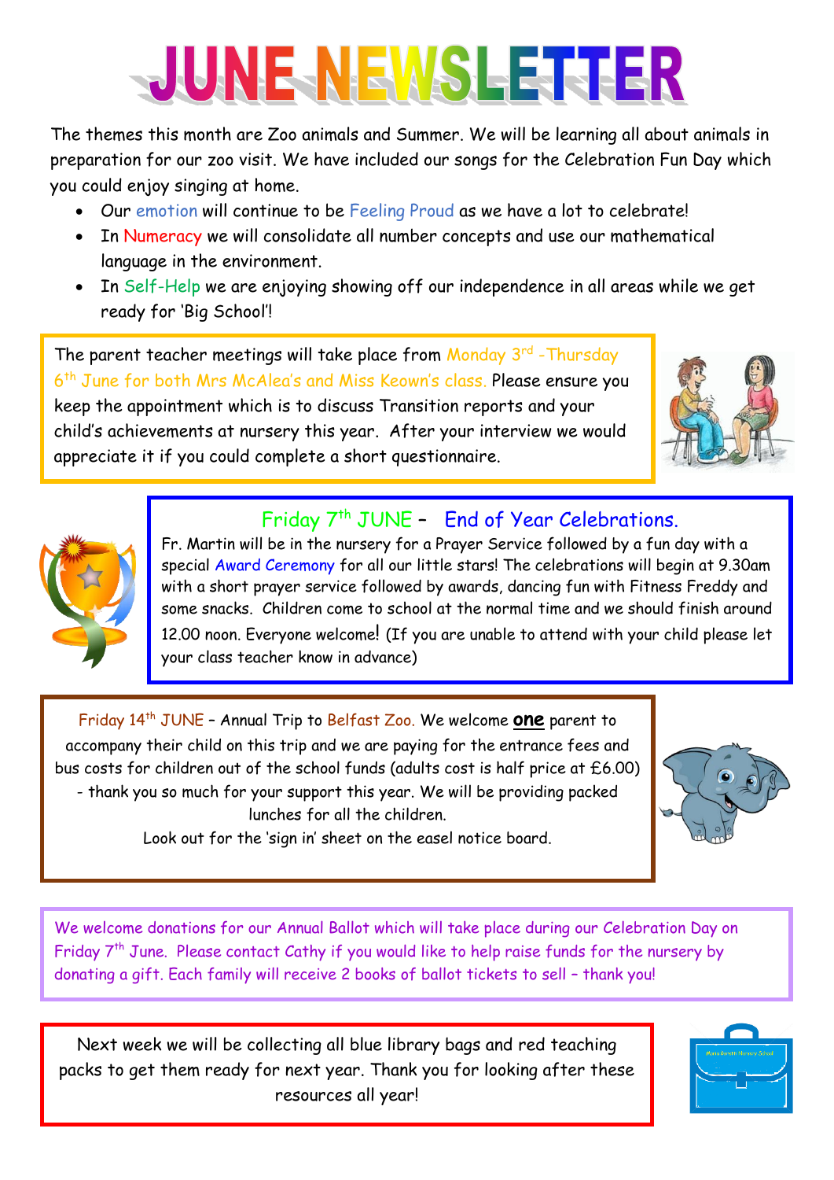# JUNE NEWSLETTER

The themes this month are Zoo animals and Summer. We will be learning all about animals in preparation for our zoo visit. We have included our songs for the Celebration Fun Day which you could enjoy singing at home.

- Our emotion will continue to be Feeling Proud as we have a lot to celebrate!
- In Numeracy we will consolidate all number concepts and use our mathematical language in the environment.
- In Self-Help we are enjoying showing off our independence in all areas while we get ready for 'Big School'!

The parent teacher meetings will take place from Monday 3rd -Thursday 6th June for both Mrs McAlea's and Miss Keown's class. Please ensure you keep the appointment which is to discuss Transition reports and your child's achievements at nursery this year. After your interview we would appreciate it if you could complete a short questionnaire.

## Friday 7th JUNE – End of Year Celebrations.

Fr. Martin will be in the nursery for a Prayer Service followed by a fun day with a special Award Ceremony for all our little stars! The celebrations will begin at 9.30am with a short prayer service followed by awards, dancing fun with Fitness Freddy and some snacks. Children come to school at the normal time and we should finish around 12.00 noon. Everyone welcome! (If you are unable to attend with your child please let your class teacher know in advance)

Friday 14th JUNE – Annual Trip to Belfast Zoo. We welcome **one** parent to accompany their child on this trip and we are paying for the entrance fees and bus costs for children out of the school funds (adults cost is half price at £6.00) - thank you so much for your support this year. We will be providing packed lunches for all the children.

Look out for the 'sign in' sheet on the easel notice board.

We welcome donations for our Annual Ballot which will take place during our Celebration Day on Friday 7th June. Please contact Cathy if you would like to help raise funds for the nursery by donating a gift. Each family will receive 2 books of ballot tickets to sell – thank you!

Next week we will be collecting all blue library bags and red teaching packs to get them ready for next year. Thank you for looking after these resources all year!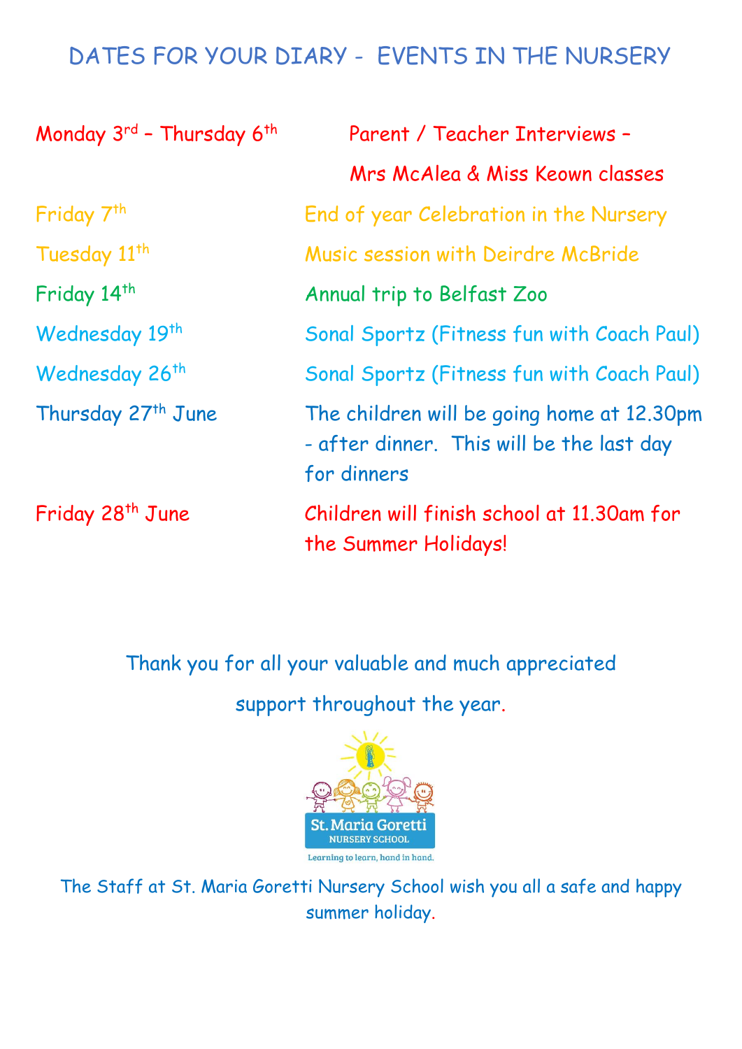# DATES FOR YOUR DIARY - EVENTS IN THE NURSERY

| | |
|---|---|
| Monday 3rd – Thursday 6th | Parent / Teacher Interviews – Mrs McAlea & Miss Keown classes |
| Friday 7th | End of year Celebration in the Nursery |
| Tuesday 11th | Music session with Deirdre McBride |
| Friday 14th | Annual trip to Belfast Zoo |
| Wednesday 19th | Sonal Sportz (Fitness fun with Coach Paul) |
| Wednesday 26th | Sonal Sportz (Fitness fun with Coach Paul) |
| Thursday 27th June | The children will be going home at 12.30pm - after dinner. This will be the last day for dinners |
| Friday 28th June | Children will finish school at 11.30am for the Summer Holidays! |

Thank you for all your valuable and much appreciated support throughout the year.

St. Maria Goretti NURSERY SCHOOL

Learning to learn, hand in hand.

The Staff at St. Maria Goretti Nursery School wish you all a safe and happy summer holiday.